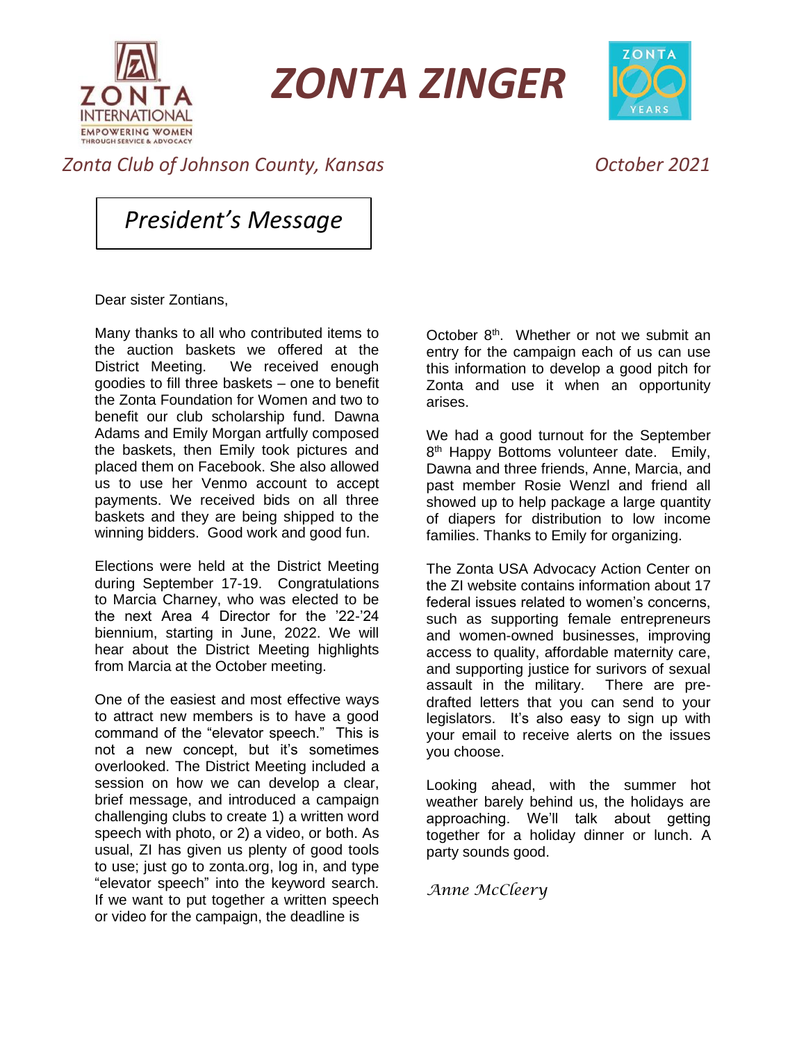# ZONTA ZINGER

*Zonta Club of Johnson County, Kansas*

*October 2021*

## *President's Message*

Dear sister Zontians,

Many thanks to all who contributed items to the auction baskets we offered at the District Meeting. We received enough goodies to fill three baskets – one to benefit the Zonta Foundation for Women and two to benefit our club scholarship fund. Dawna Adams and Emily Morgan artfully composed the baskets, then Emily took pictures and placed them on Facebook. She also allowed us to use her Venmo account to accept payments. We received bids on all three baskets and they are being shipped to the winning bidders. Good work and good fun.

Elections were held at the District Meeting during September 17-19. Congratulations to Marcia Charney, who was elected to be the next Area 4 Director for the '22-'24 biennium, starting in June, 2022. We will hear about the District Meeting highlights from Marcia at the October meeting.

One of the easiest and most effective ways to attract new members is to have a good command of the "elevator speech." This is not a new concept, but it's sometimes overlooked. The District Meeting included a session on how we can develop a clear, brief message, and introduced a campaign challenging clubs to create 1) a written word speech with photo, or 2) a video, or both. As usual, ZI has given us plenty of good tools to use; just go to zonta.org, log in, and type "elevator speech" into the keyword search. If we want to put together a written speech or video for the campaign, the deadline is October 8th. Whether or not we submit an entry for the campaign each of us can use this information to develop a good pitch for Zonta and use it when an opportunity arises.

We had a good turnout for the September 8th Happy Bottoms volunteer date. Emily, Dawna and three friends, Anne, Marcia, and past member Rosie Wenzl and friend all showed up to help package a large quantity of diapers for distribution to low income families. Thanks to Emily for organizing.

The Zonta USA Advocacy Action Center on the ZI website contains information about 17 federal issues related to women's concerns, such as supporting female entrepreneurs and women-owned businesses, improving access to quality, affordable maternity care, and supporting justice for surivors of sexual assault in the military. There are pre-drafted letters that you can send to your legislators. It's also easy to sign up with your email to receive alerts on the issues you choose.

Looking ahead, with the summer hot weather barely behind us, the holidays are approaching. We'll talk about getting together for a holiday dinner or lunch. A party sounds good.

*Anne McCleery*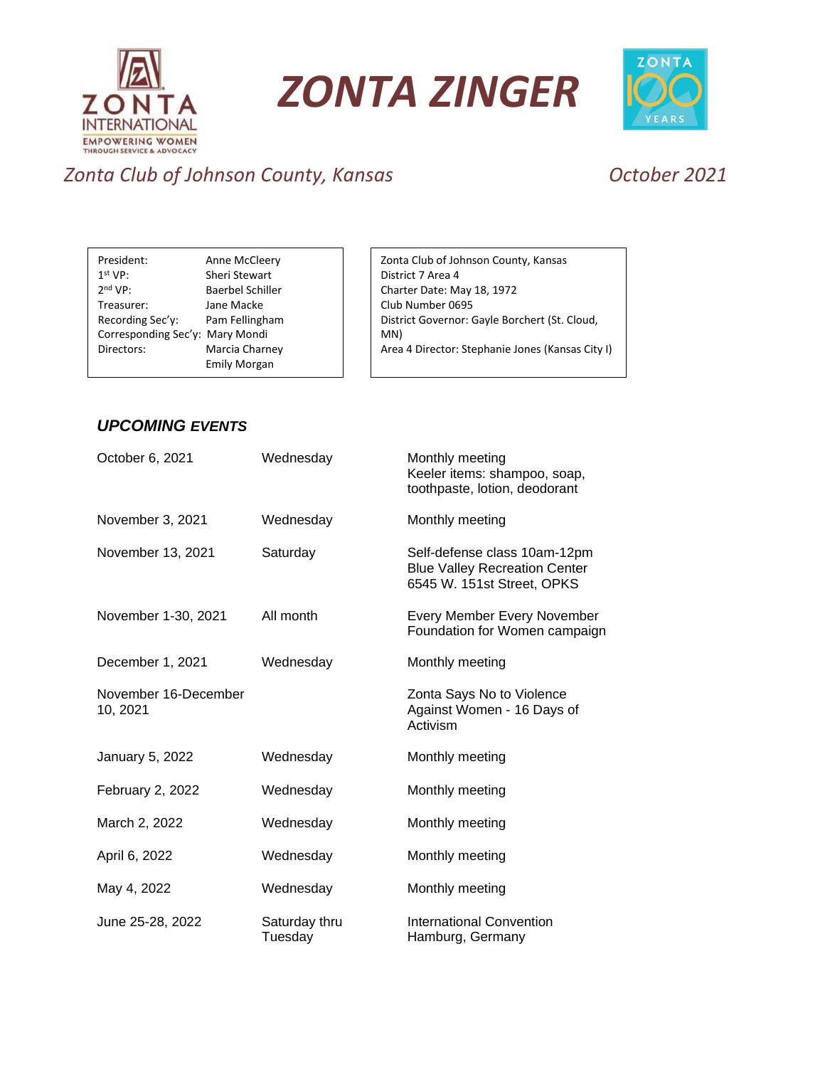# ZONTA ZINGER

*Zonta Club of Johnson County, Kansas* *October 2021*

| | |
|---|---|
| President: | Anne McCleery |
| 1st VP: | Sheri Stewart |
| 2nd VP: | Baerbel Schiller |
| Treasurer: | Jane Macke |
| Recording Sec'y: | Pam Fellingham |
| Corresponding Sec'y: | Mary Mondi |
| Directors: | Marcia Charney |
| | Emily Morgan |

Zonta Club of Johnson County, Kansas
District 7 Area 4
Charter Date: May 18, 1972
Club Number 0695
District Governor: Gayle Borchert (St. Cloud, MN)
Area 4 Director: Stephanie Jones (Kansas City I)

## *UPCOMING EVENTS*

| | | |
|---|---|---|
| October 6, 2021 | Wednesday | Monthly meeting<br>Keeler items: shampoo, soap, toothpaste, lotion, deodorant |
| November 3, 2021 | Wednesday | Monthly meeting |
| November 13, 2021 | Saturday | Self-defense class 10am-12pm<br>Blue Valley Recreation Center<br>6545 W. 151st Street, OPKS |
| November 1-30, 2021 | All month | Every Member Every November<br>Foundation for Women campaign |
| December 1, 2021 | Wednesday | Monthly meeting |
| November 16-December 10, 2021 | | Zonta Says No to Violence Against Women - 16 Days of Activism |
| January 5, 2022 | Wednesday | Monthly meeting |
| February 2, 2022 | Wednesday | Monthly meeting |
| March 2, 2022 | Wednesday | Monthly meeting |
| April 6, 2022 | Wednesday | Monthly meeting |
| May 4, 2022 | Wednesday | Monthly meeting |
| June 25-28, 2022 | Saturday thru Tuesday | International Convention<br>Hamburg, Germany |